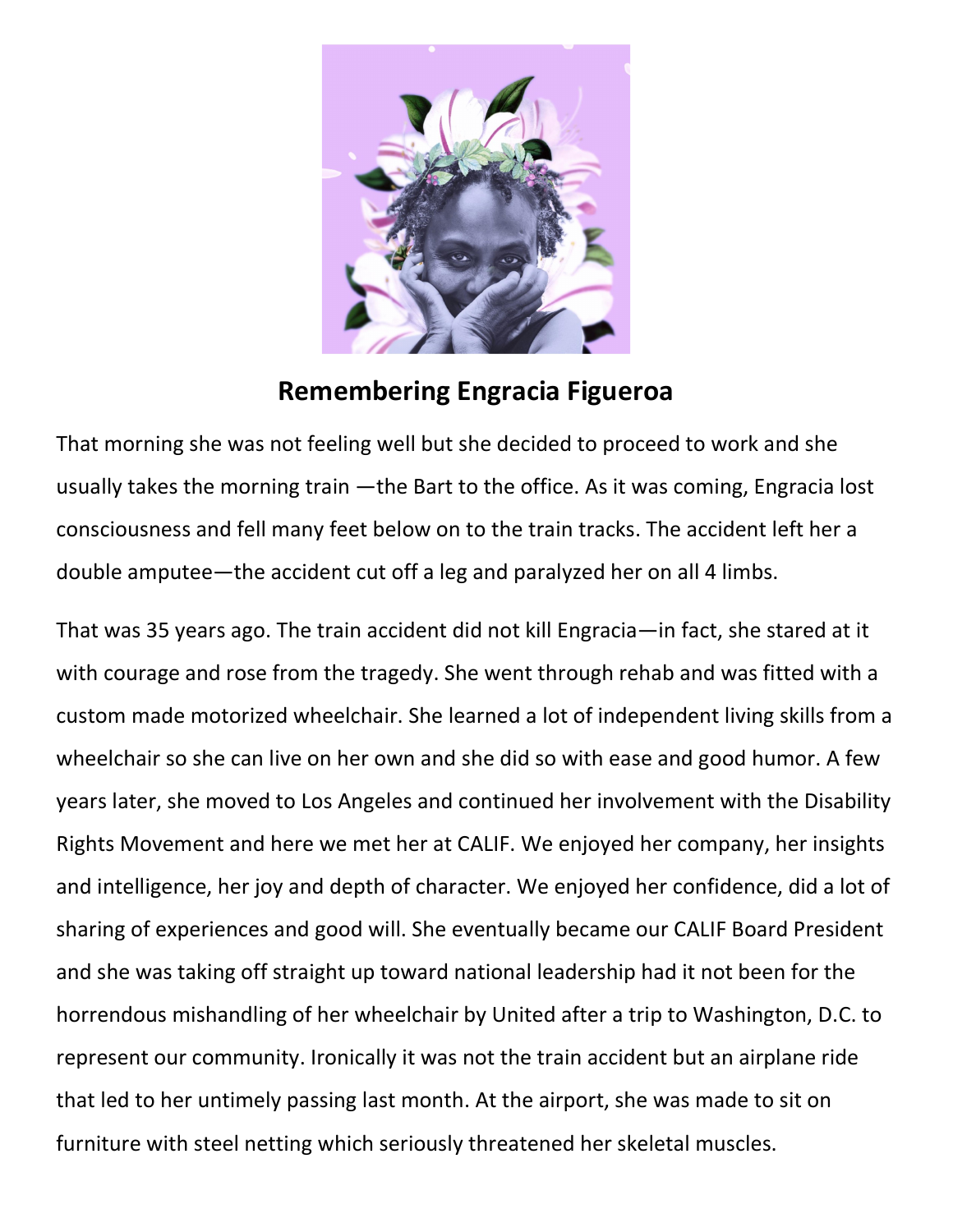## Remembering Engracia Figueroa

That morning she was not feeling well but she decided to proceed to work and she usually takes the morning train —the Bart to the office. As it was coming, Engracia lost consciousness and fell many feet below on to the train tracks. The accident left her a double amputee—the accident cut off a leg and paralyzed her on all 4 limbs.

That was 35 years ago. The train accident did not kill Engracia—in fact, she stared at it with courage and rose from the tragedy. She went through rehab and was fitted with a custom made motorized wheelchair. She learned a lot of independent living skills from a wheelchair so she can live on her own and she did so with ease and good humor. A few years later, she moved to Los Angeles and continued her involvement with the Disability Rights Movement and here we met her at CALIF. We enjoyed her company, her insights and intelligence, her joy and depth of character. We enjoyed her confidence, did a lot of sharing of experiences and good will. She eventually became our CALIF Board President and she was taking off straight up toward national leadership had it not been for the horrendous mishandling of her wheelchair by United after a trip to Washington, D.C. to represent our community. Ironically it was not the train accident but an airplane ride that led to her untimely passing last month. At the airport, she was made to sit on furniture with steel netting which seriously threatened her skeletal muscles.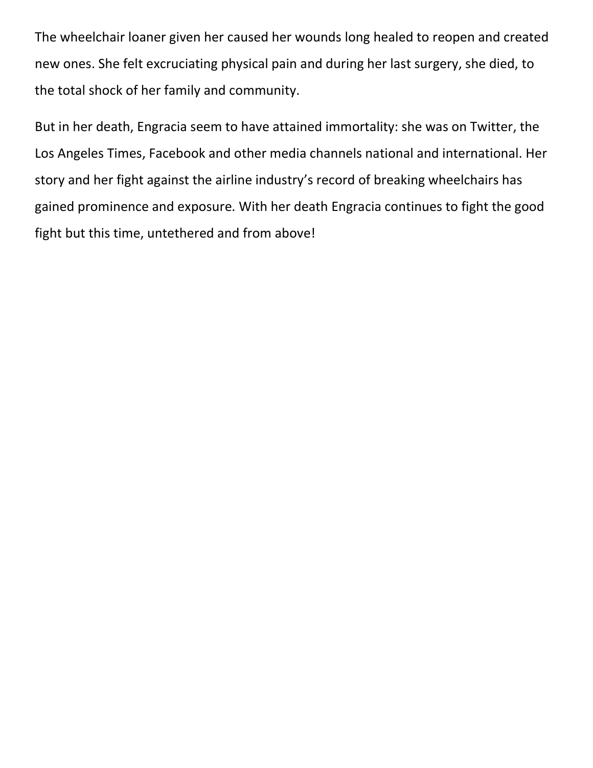The wheelchair loaner given her caused her wounds long healed to reopen and created new ones. She felt excruciating physical pain and during her last surgery, she died, to the total shock of her family and community.

But in her death, Engracia seem to have attained immortality: she was on Twitter, the Los Angeles Times, Facebook and other media channels national and international. Her story and her fight against the airline industry's record of breaking wheelchairs has gained prominence and exposure. With her death Engracia continues to fight the good fight but this time, untethered and from above!